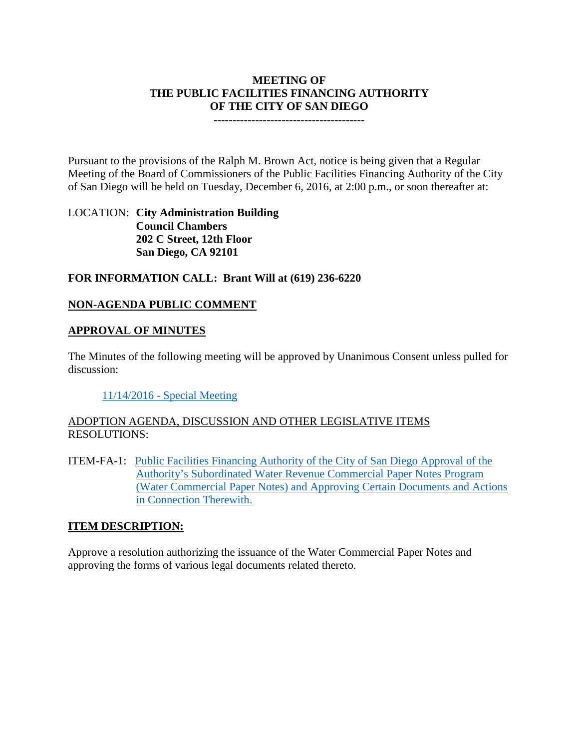# MEETING OF THE PUBLIC FACILITIES FINANCING AUTHORITY OF THE CITY OF SAN DIEGO

---------------------------------------

Pursuant to the provisions of the Ralph M. Brown Act, notice is being given that a Regular Meeting of the Board of Commissioners of the Public Facilities Financing Authority of the City of San Diego will be held on Tuesday, December 6, 2016, at 2:00 p.m., or soon thereafter at:

LOCATION: **City Administration Building**
**Council Chambers**
**202 C Street, 12th Floor**
**San Diego, CA 92101**

**FOR INFORMATION CALL: Brant Will at (619) 236-6220**

## NON-AGENDA PUBLIC COMMENT

## APPROVAL OF MINUTES

The Minutes of the following meeting will be approved by Unanimous Consent unless pulled for discussion:

11/14/2016 - Special Meeting

ADOPTION AGENDA, DISCUSSION AND OTHER LEGISLATIVE ITEMS
RESOLUTIONS:

ITEM-FA-1: Public Facilities Financing Authority of the City of San Diego Approval of the Authority's Subordinated Water Revenue Commercial Paper Notes Program (Water Commercial Paper Notes) and Approving Certain Documents and Actions in Connection Therewith.

## ITEM DESCRIPTION:

Approve a resolution authorizing the issuance of the Water Commercial Paper Notes and approving the forms of various legal documents related thereto.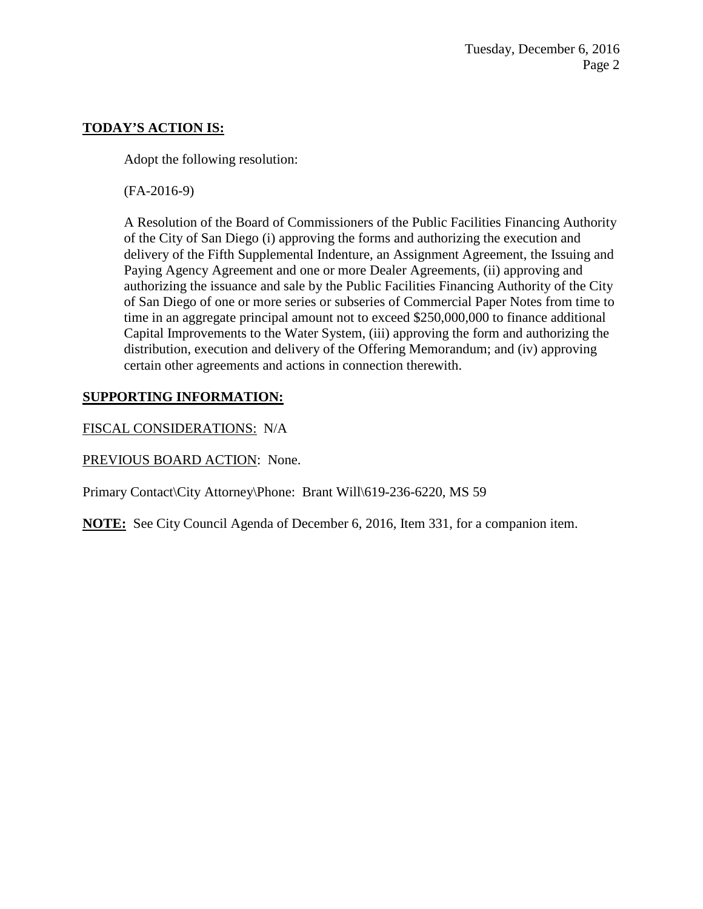**TODAY'S ACTION IS:**

Adopt the following resolution:

(FA-2016-9)

A Resolution of the Board of Commissioners of the Public Facilities Financing Authority of the City of San Diego (i) approving the forms and authorizing the execution and delivery of the Fifth Supplemental Indenture, an Assignment Agreement, the Issuing and Paying Agency Agreement and one or more Dealer Agreements, (ii) approving and authorizing the issuance and sale by the Public Facilities Financing Authority of the City of San Diego of one or more series or subseries of Commercial Paper Notes from time to time in an aggregate principal amount not to exceed $250,000,000 to finance additional Capital Improvements to the Water System, (iii) approving the form and authorizing the distribution, execution and delivery of the Offering Memorandum; and (iv) approving certain other agreements and actions in connection therewith.

**SUPPORTING INFORMATION:**

FISCAL CONSIDERATIONS: N/A

PREVIOUS BOARD ACTION: None.

Primary Contact\City Attorney\Phone: Brant Will\619-236-6220, MS 59

**NOTE:** See City Council Agenda of December 6, 2016, Item 331, for a companion item.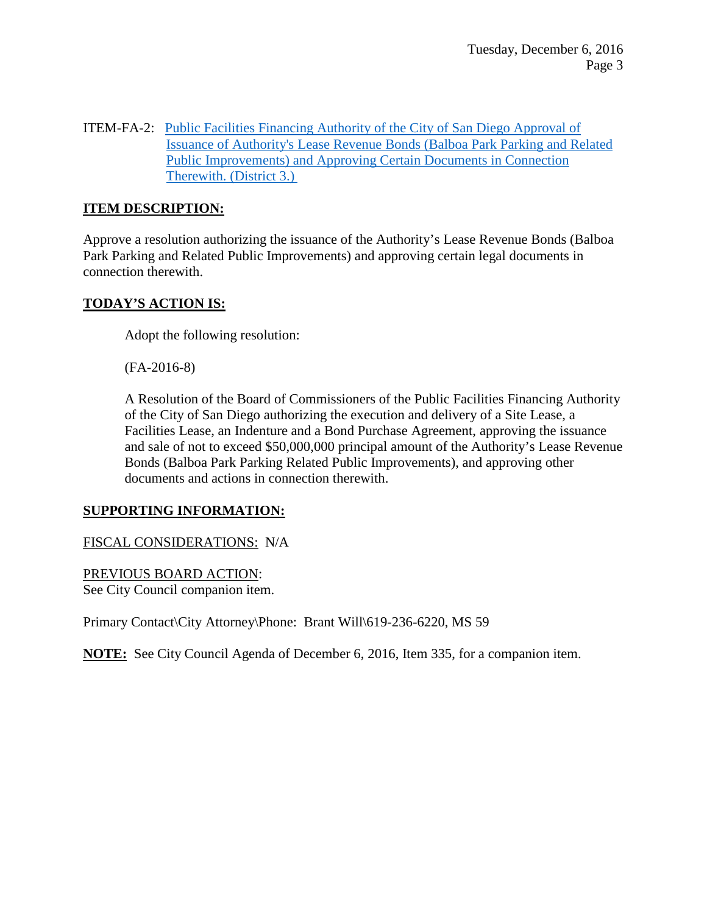ITEM-FA-2: Public Facilities Financing Authority of the City of San Diego Approval of Issuance of Authority's Lease Revenue Bonds (Balboa Park Parking and Related Public Improvements) and Approving Certain Documents in Connection Therewith. (District 3.)

**ITEM DESCRIPTION:**

Approve a resolution authorizing the issuance of the Authority's Lease Revenue Bonds (Balboa Park Parking and Related Public Improvements) and approving certain legal documents in connection therewith.

**TODAY'S ACTION IS:**

Adopt the following resolution:

(FA-2016-8)

A Resolution of the Board of Commissioners of the Public Facilities Financing Authority of the City of San Diego authorizing the execution and delivery of a Site Lease, a Facilities Lease, an Indenture and a Bond Purchase Agreement, approving the issuance and sale of not to exceed $50,000,000 principal amount of the Authority's Lease Revenue Bonds (Balboa Park Parking Related Public Improvements), and approving other documents and actions in connection therewith.

**SUPPORTING INFORMATION:**

FISCAL CONSIDERATIONS: N/A

PREVIOUS BOARD ACTION:
See City Council companion item.

Primary Contact\City Attorney\Phone: Brant Will\619-236-6220, MS 59

**NOTE:** See City Council Agenda of December 6, 2016, Item 335, for a companion item.